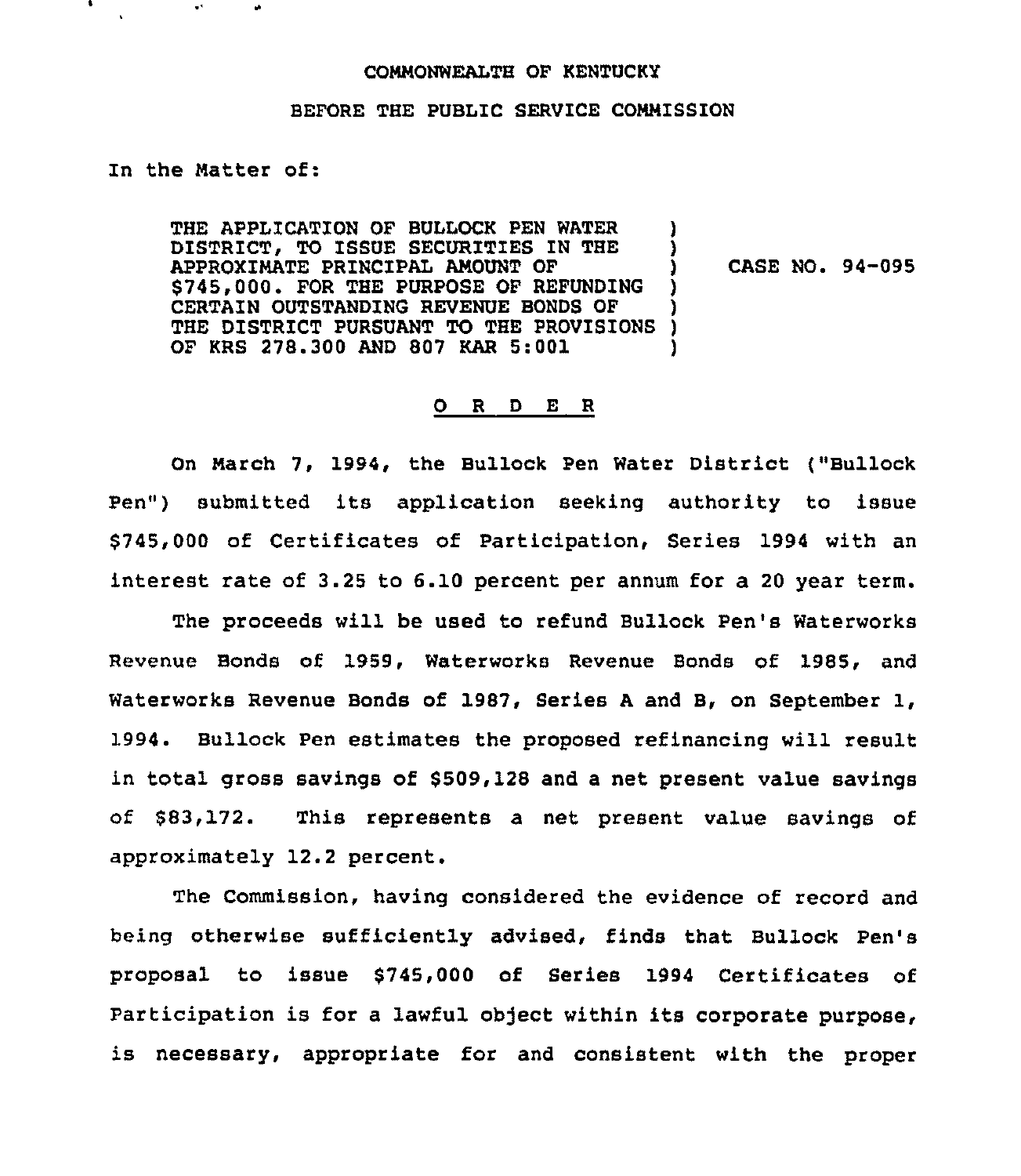COMMONWEALTH OF KENTUCKY

BEFORE THE PUBLIC SERVICE COMMISSION

In the Matter of:

| | | |
|---|---|---|
| THE APPLICATION OF BULLOCK PEN WATER DISTRICT, TO ISSUE SECURITIES IN THE APPROXIMATE PRINCIPAL AMOUNT OF $745,000. FOR THE PURPOSE OF REFUNDING CERTAIN OUTSTANDING REVENUE BONDS OF THE DISTRICT PURSUANT TO THE PROVISIONS OF KRS 278.300 AND 807 KAR 5:001 | ) | CASE NO. 94-095 |

O R D E R

On March 7, 1994, the Bullock Pen Water District ("Bullock Pen") submitted its application seeking authority to issue $745,000 of Certificates of Participation, Series 1994 with an interest rate of 3.25 to 6.10 percent per annum for a 20 year term.

The proceeds will be used to refund Bullock Pen's Waterworks Revenue Bonds of 1959, Waterworks Revenue Bonds of 1985, and Waterworks Revenue Bonds of 1987, Series A and B, on September 1, 1994. Bullock Pen estimates the proposed refinancing will result in total gross savings of $509,128 and a net present value savings of $83,172. This represents a net present value savings of approximately 12.2 percent.

The Commission, having considered the evidence of record and being otherwise sufficiently advised, finds that Bullock Pen's proposal to issue $745,000 of Series 1994 Certificates of Participation is for a lawful object within its corporate purpose, is necessary, appropriate for and consistent with the proper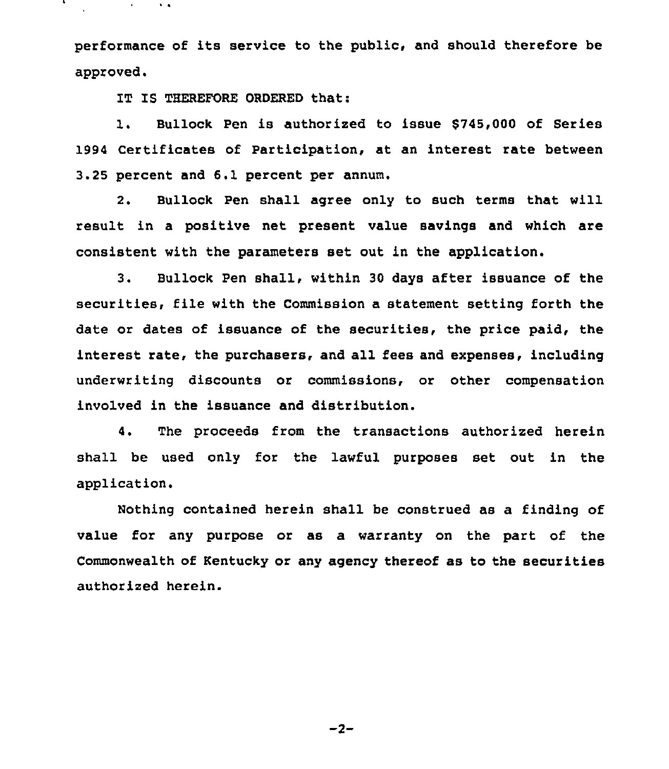performance of its service to the public, and should therefore be approved.

IT IS THEREFORE ORDERED that:

1. Bullock Pen is authorized to issue $745,000 of Series 1994 Certificates of Participation, at an interest rate between 3.25 percent and 6.1 percent per annum.

2. Bullock Pen shall agree only to such terms that will result in a positive net present value savings and which are consistent with the parameters set out in the application.

3. Bullock Pen shall, within 30 days after issuance of the securities, file with the Commission a statement setting forth the date or dates of issuance of the securities, the price paid, the interest rate, the purchasers, and all fees and expenses, including underwriting discounts or commissions, or other compensation involved in the issuance and distribution.

4. The proceeds from the transactions authorized herein shall be used only for the lawful purposes set out in the application.

Nothing contained herein shall be construed as a finding of value for any purpose or as a warranty on the part of the Commonwealth of Kentucky or any agency thereof as to the securities authorized herein.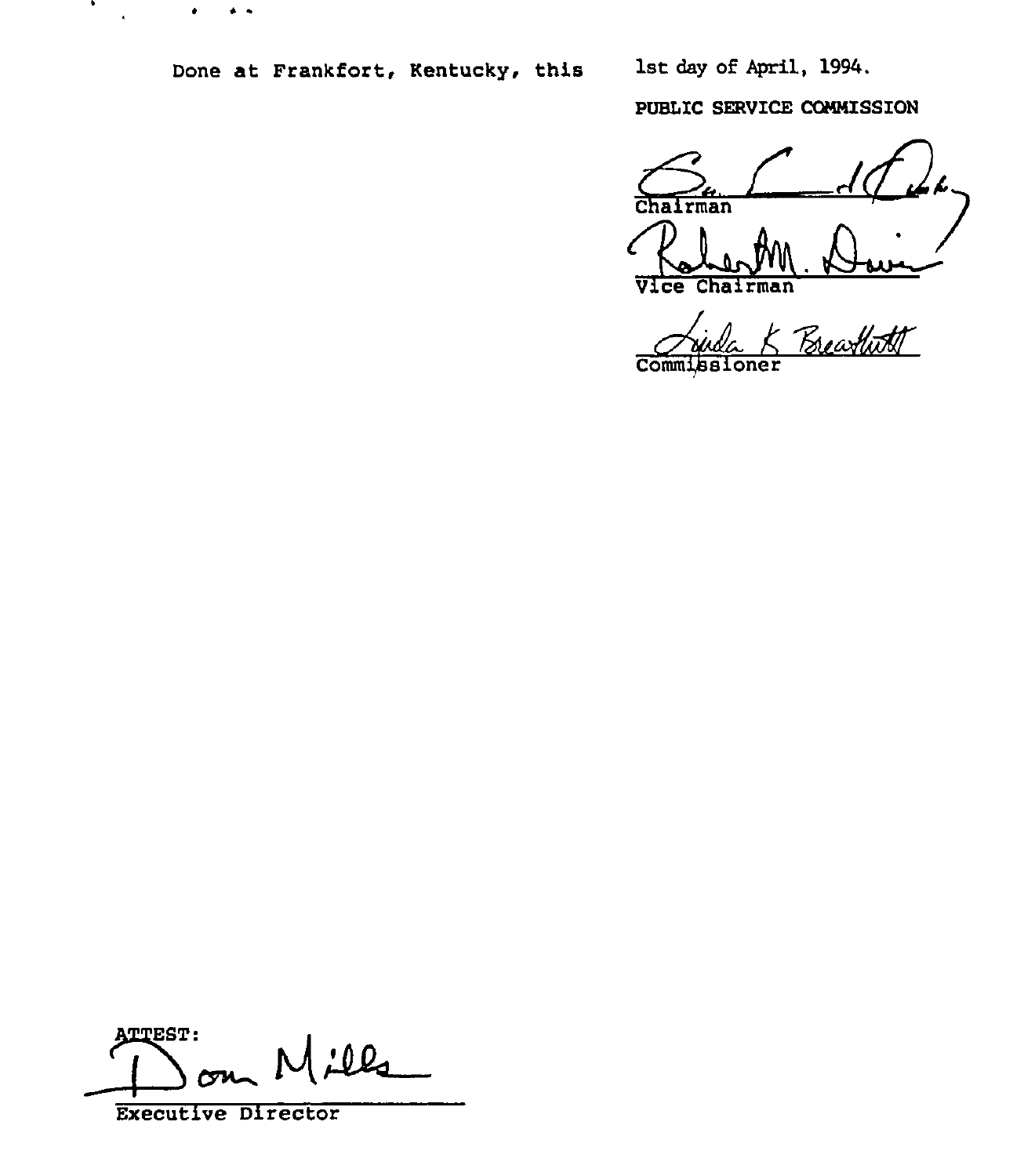Done at Frankfort, Kentucky, this 1st day of April, 1994.

PUBLIC SERVICE COMMISSION

Chairman

Vice Chairman

Commissioner

ATTEST:

Executive Director